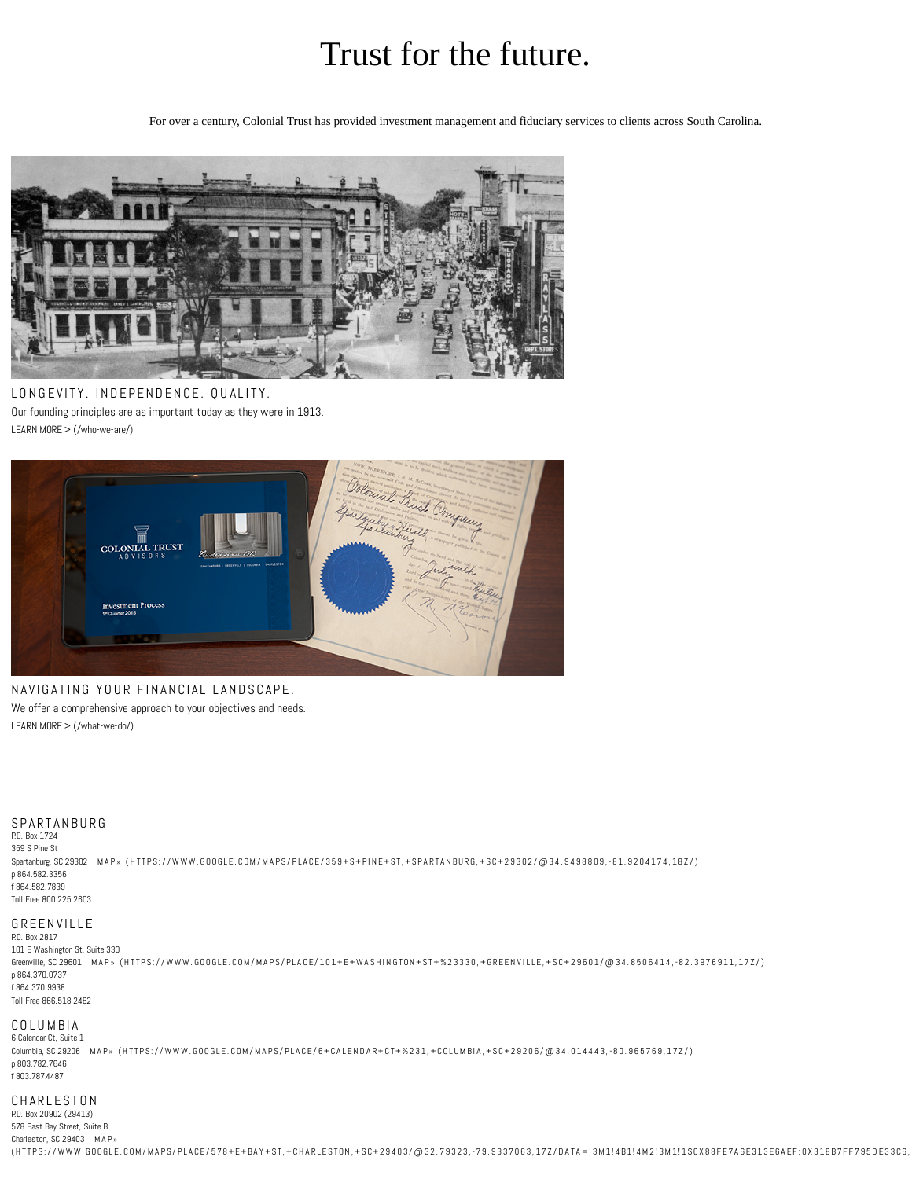# Trust for the future.

For over a century, Colonial Trust has provided investment management and fiduciary services to clients across South Carolina.

LONGEVITY. INDEPENDENCE. QUALITY.

Our founding principles are as important today as they were in 1913.

LEARN MORE > (/who-we-are/)

NAVIGATING YOUR FINANCIAL LANDSCAPE.

We offer a comprehensive approach to your objectives and needs.

LEARN MORE > (/what-we-do/)

SPARTANBURG

P.O. Box 1724
359 S Pine St
Spartanburg, SC 29302 MAP» (HTTPS://WWW.GOOGLE.COM/MAPS/PLACE/359+S+PINE+ST,+SPARTANBURG,+SC+29302/@34.9498809,-81.9204174,18Z/)
p 864.582.3356
f 864.582.7839
Toll Free 800.225.2603

GREENVILLE

P.O. Box 2817
101 E Washington St, Suite 330
Greenville, SC 29601 MAP» (HTTPS://WWW.GOOGLE.COM/MAPS/PLACE/101+E+WASHINGTON+ST+%23330,+GREENVILLE,+SC+29601/@34.8506414,-82.3976911,17Z/)
p 864.370.0737
f 864.370.9938
Toll Free 866.518.2482

COLUMBIA

6 Calendar Ct, Suite 1
Columbia, SC 29206 MAP» (HTTPS://WWW.GOOGLE.COM/MAPS/PLACE/6+CALENDAR+CT+%231,+COLUMBIA,+SC+29206/@34.014443,-80.965769,17Z/)
p 803.782.7646
f 803.787.4487

CHARLESTON

P.O. Box 20902 (29413)
578 East Bay Street, Suite B
Charleston, SC 29403 MAP»
(HTTPS://WWW.GOOGLE.COM/MAPS/PLACE/578+E+BAY+ST,+CHARLESTON,+SC+29403/@32.79323,-79.9337063,17Z/DATA=!3M1!4B1!4M2!3M1!1S0X88FE7A6E313E6AEF:0X318B7FF795DE33C6,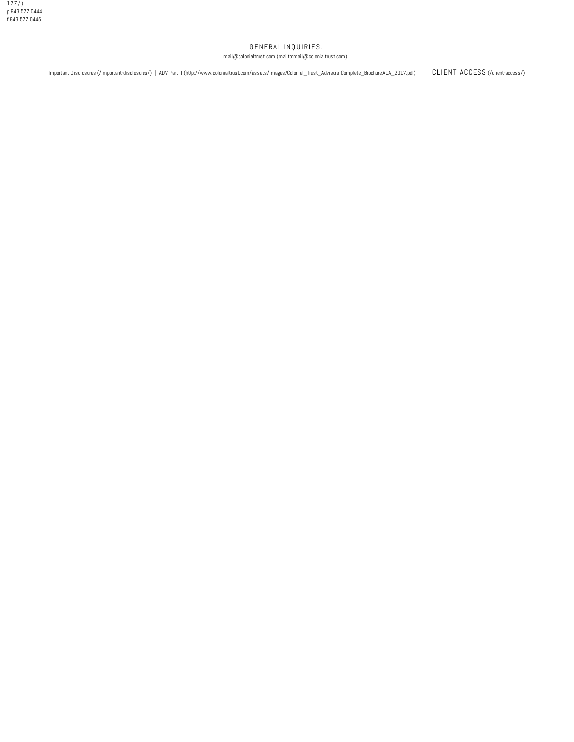17Z/)
p 843.577.0444
f 843.577.0445

GENERAL INQUIRIES:

mail@colonialtrust.com (mailto:mail@colonialtrust.com)

Important Disclosures (/important-disclosures/) | ADV Part II (http://www.colonialtrust.com/assets/images/Colonial_Trust_Advisors.Complete_Brochure.AUA_2017.pdf) | CLIENT ACCESS (/client-access/)